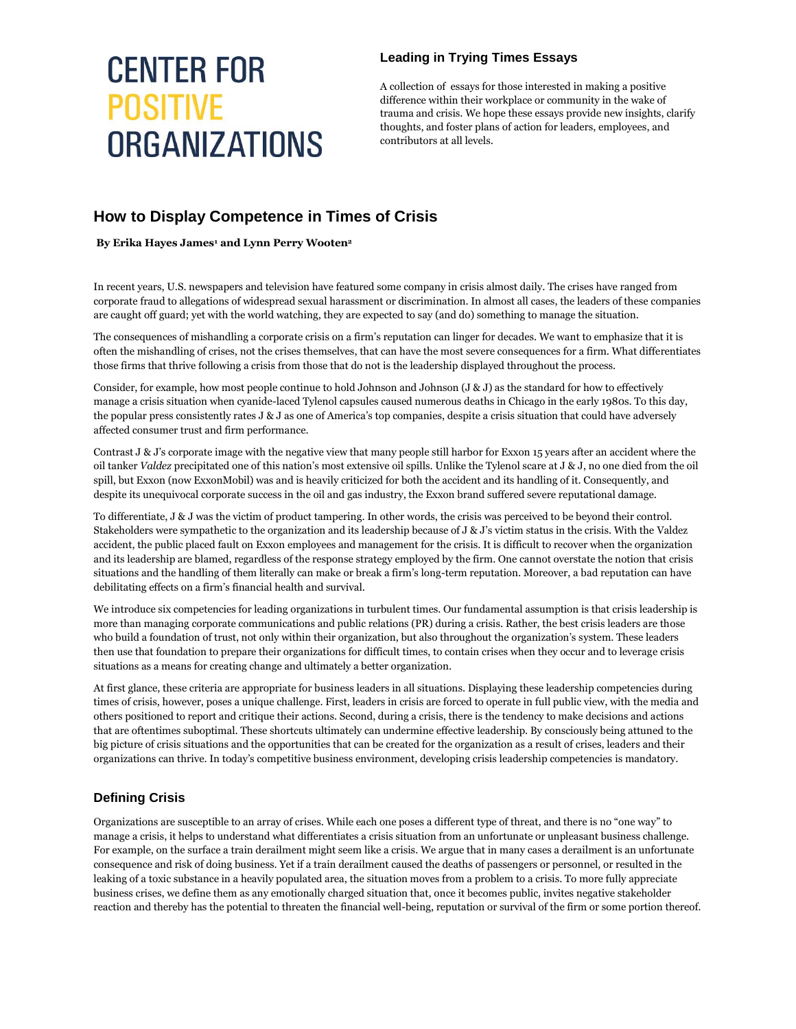# CENTER FOR POSITIVE ORGANIZATIONS

### Leading in Trying Times Essays

A collection of essays for those interested in making a positive difference within their workplace or community in the wake of trauma and crisis. We hope these essays provide new insights, clarify thoughts, and foster plans of action for leaders, employees, and contributors at all levels.

## How to Display Competence in Times of Crisis

**By Erika Hayes James[1] and Lynn Perry Wooten[2]**

In recent years, U.S. newspapers and television have featured some company in crisis almost daily. The crises have ranged from corporate fraud to allegations of widespread sexual harassment or discrimination. In almost all cases, the leaders of these companies are caught off guard; yet with the world watching, they are expected to say (and do) something to manage the situation.

The consequences of mishandling a corporate crisis on a firm's reputation can linger for decades. We want to emphasize that it is often the mishandling of crises, not the crises themselves, that can have the most severe consequences for a firm. What differentiates those firms that thrive following a crisis from those that do not is the leadership displayed throughout the process.

Consider, for example, how most people continue to hold Johnson and Johnson (J & J) as the standard for how to effectively manage a crisis situation when cyanide-laced Tylenol capsules caused numerous deaths in Chicago in the early 1980s. To this day, the popular press consistently rates J & J as one of America's top companies, despite a crisis situation that could have adversely affected consumer trust and firm performance.

Contrast J & J's corporate image with the negative view that many people still harbor for Exxon 15 years after an accident where the oil tanker *Valdez* precipitated one of this nation's most extensive oil spills. Unlike the Tylenol scare at J & J, no one died from the oil spill, but Exxon (now ExxonMobil) was and is heavily criticized for both the accident and its handling of it. Consequently, and despite its unequivocal corporate success in the oil and gas industry, the Exxon brand suffered severe reputational damage.

To differentiate, J & J was the victim of product tampering. In other words, the crisis was perceived to be beyond their control. Stakeholders were sympathetic to the organization and its leadership because of J & J's victim status in the crisis. With the Valdez accident, the public placed fault on Exxon employees and management for the crisis. It is difficult to recover when the organization and its leadership are blamed, regardless of the response strategy employed by the firm. One cannot overstate the notion that crisis situations and the handling of them literally can make or break a firm's long-term reputation. Moreover, a bad reputation can have debilitating effects on a firm's financial health and survival.

We introduce six competencies for leading organizations in turbulent times. Our fundamental assumption is that crisis leadership is more than managing corporate communications and public relations (PR) during a crisis. Rather, the best crisis leaders are those who build a foundation of trust, not only within their organization, but also throughout the organization's system. These leaders then use that foundation to prepare their organizations for difficult times, to contain crises when they occur and to leverage crisis situations as a means for creating change and ultimately a better organization.

At first glance, these criteria are appropriate for business leaders in all situations. Displaying these leadership competencies during times of crisis, however, poses a unique challenge. First, leaders in crisis are forced to operate in full public view, with the media and others positioned to report and critique their actions. Second, during a crisis, there is the tendency to make decisions and actions that are oftentimes suboptimal. These shortcuts ultimately can undermine effective leadership. By consciously being attuned to the big picture of crisis situations and the opportunities that can be created for the organization as a result of crises, leaders and their organizations can thrive. In today's competitive business environment, developing crisis leadership competencies is mandatory.

### Defining Crisis

Organizations are susceptible to an array of crises. While each one poses a different type of threat, and there is no "one way" to manage a crisis, it helps to understand what differentiates a crisis situation from an unfortunate or unpleasant business challenge. For example, on the surface a train derailment might seem like a crisis. We argue that in many cases a derailment is an unfortunate consequence and risk of doing business. Yet if a train derailment caused the deaths of passengers or personnel, or resulted in the leaking of a toxic substance in a heavily populated area, the situation moves from a problem to a crisis. To more fully appreciate business crises, we define them as any emotionally charged situation that, once it becomes public, invites negative stakeholder reaction and thereby has the potential to threaten the financial well-being, reputation or survival of the firm or some portion thereof.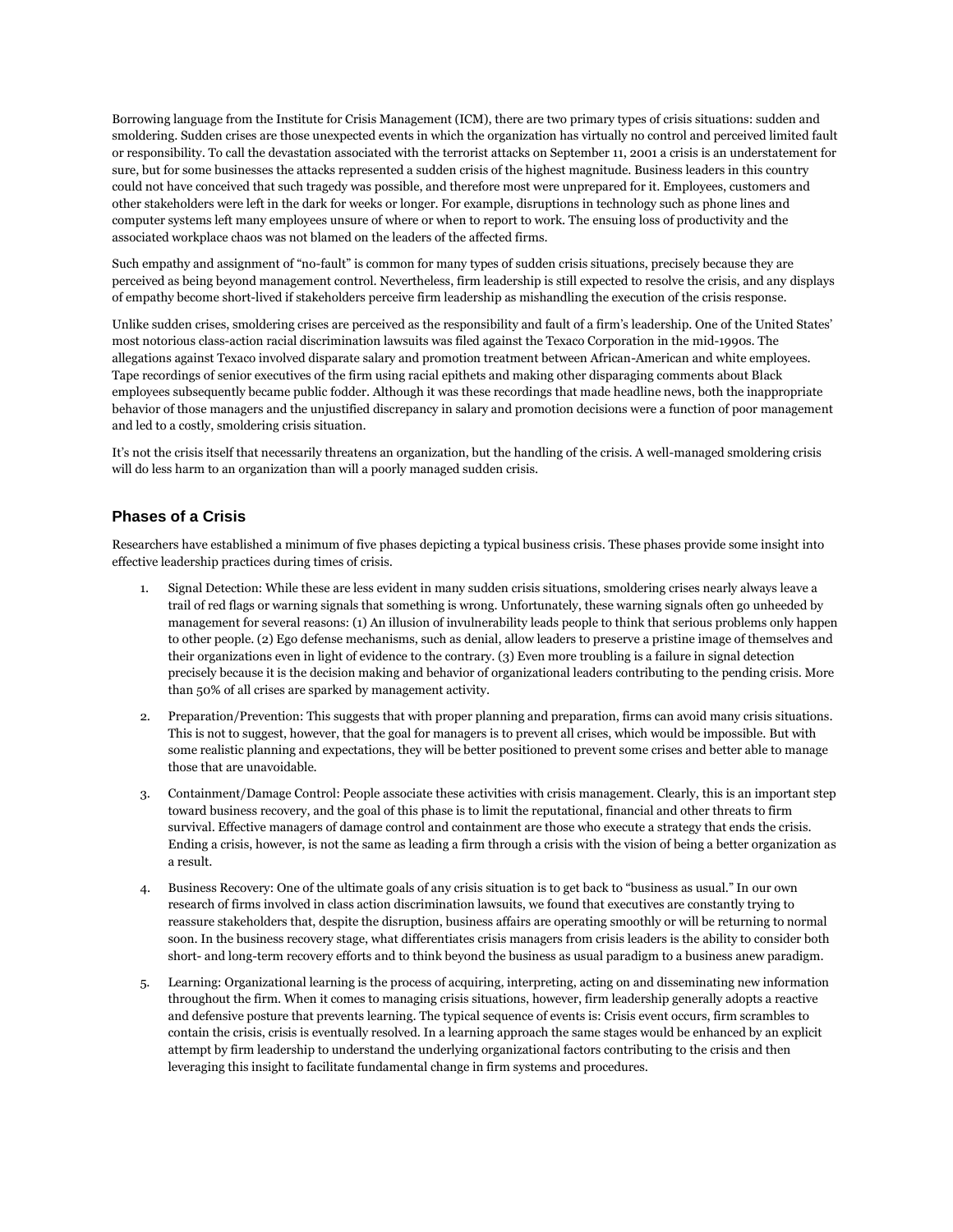Borrowing language from the Institute for Crisis Management (ICM), there are two primary types of crisis situations: sudden and smoldering. Sudden crises are those unexpected events in which the organization has virtually no control and perceived limited fault or responsibility. To call the devastation associated with the terrorist attacks on September 11, 2001 a crisis is an understatement for sure, but for some businesses the attacks represented a sudden crisis of the highest magnitude. Business leaders in this country could not have conceived that such tragedy was possible, and therefore most were unprepared for it. Employees, customers and other stakeholders were left in the dark for weeks or longer. For example, disruptions in technology such as phone lines and computer systems left many employees unsure of where or when to report to work. The ensuing loss of productivity and the associated workplace chaos was not blamed on the leaders of the affected firms.

Such empathy and assignment of "no-fault" is common for many types of sudden crisis situations, precisely because they are perceived as being beyond management control. Nevertheless, firm leadership is still expected to resolve the crisis, and any displays of empathy become short-lived if stakeholders perceive firm leadership as mishandling the execution of the crisis response.

Unlike sudden crises, smoldering crises are perceived as the responsibility and fault of a firm's leadership. One of the United States' most notorious class-action racial discrimination lawsuits was filed against the Texaco Corporation in the mid-1990s. The allegations against Texaco involved disparate salary and promotion treatment between African-American and white employees. Tape recordings of senior executives of the firm using racial epithets and making other disparaging comments about Black employees subsequently became public fodder. Although it was these recordings that made headline news, both the inappropriate behavior of those managers and the unjustified discrepancy in salary and promotion decisions were a function of poor management and led to a costly, smoldering crisis situation.

It's not the crisis itself that necessarily threatens an organization, but the handling of the crisis. A well-managed smoldering crisis will do less harm to an organization than will a poorly managed sudden crisis.

## Phases of a Crisis

Researchers have established a minimum of five phases depicting a typical business crisis. These phases provide some insight into effective leadership practices during times of crisis.

1. Signal Detection: While these are less evident in many sudden crisis situations, smoldering crises nearly always leave a trail of red flags or warning signals that something is wrong. Unfortunately, these warning signals often go unheeded by management for several reasons: (1) An illusion of invulnerability leads people to think that serious problems only happen to other people. (2) Ego defense mechanisms, such as denial, allow leaders to preserve a pristine image of themselves and their organizations even in light of evidence to the contrary. (3) Even more troubling is a failure in signal detection precisely because it is the decision making and behavior of organizational leaders contributing to the pending crisis. More than 50% of all crises are sparked by management activity.

2. Preparation/Prevention: This suggests that with proper planning and preparation, firms can avoid many crisis situations. This is not to suggest, however, that the goal for managers is to prevent all crises, which would be impossible. But with some realistic planning and expectations, they will be better positioned to prevent some crises and better able to manage those that are unavoidable.

3. Containment/Damage Control: People associate these activities with crisis management. Clearly, this is an important step toward business recovery, and the goal of this phase is to limit the reputational, financial and other threats to firm survival. Effective managers of damage control and containment are those who execute a strategy that ends the crisis. Ending a crisis, however, is not the same as leading a firm through a crisis with the vision of being a better organization as a result.

4. Business Recovery: One of the ultimate goals of any crisis situation is to get back to "business as usual." In our own research of firms involved in class action discrimination lawsuits, we found that executives are constantly trying to reassure stakeholders that, despite the disruption, business affairs are operating smoothly or will be returning to normal soon. In the business recovery stage, what differentiates crisis managers from crisis leaders is the ability to consider both short- and long-term recovery efforts and to think beyond the business as usual paradigm to a business anew paradigm.

5. Learning: Organizational learning is the process of acquiring, interpreting, acting on and disseminating new information throughout the firm. When it comes to managing crisis situations, however, firm leadership generally adopts a reactive and defensive posture that prevents learning. The typical sequence of events is: Crisis event occurs, firm scrambles to contain the crisis, crisis is eventually resolved. In a learning approach the same stages would be enhanced by an explicit attempt by firm leadership to understand the underlying organizational factors contributing to the crisis and then leveraging this insight to facilitate fundamental change in firm systems and procedures.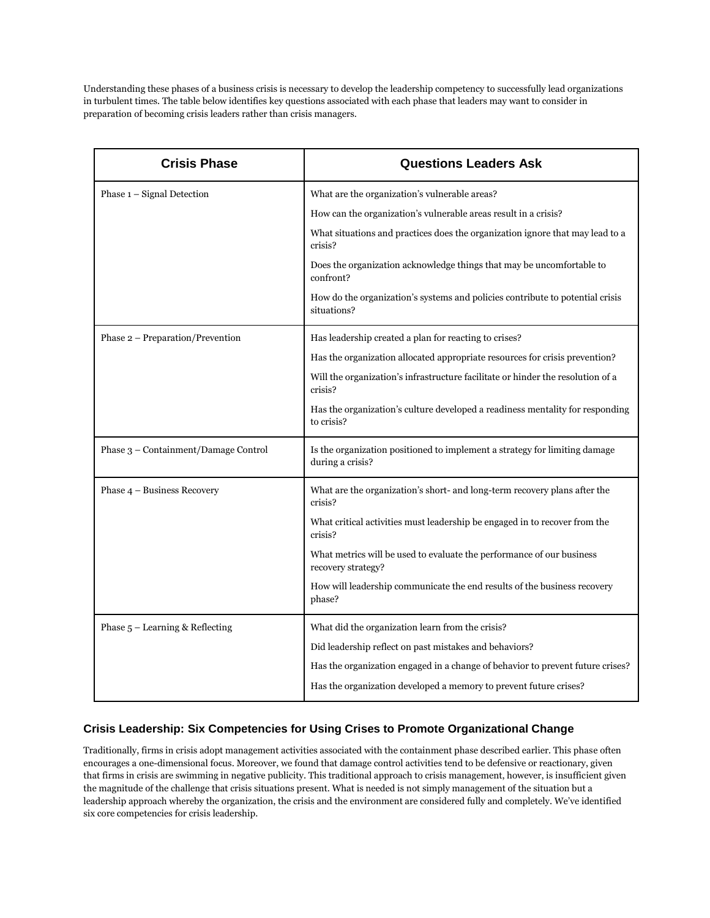Understanding these phases of a business crisis is necessary to develop the leadership competency to successfully lead organizations in turbulent times. The table below identifies key questions associated with each phase that leaders may want to consider in preparation of becoming crisis leaders rather than crisis managers.

| Crisis Phase | Questions Leaders Ask |
| --- | --- |
| Phase 1 – Signal Detection | What are the organization's vulnerable areas?<br>How can the organization's vulnerable areas result in a crisis?<br>What situations and practices does the organization ignore that may lead to a crisis?<br>Does the organization acknowledge things that may be uncomfortable to confront?<br>How do the organization's systems and policies contribute to potential crisis situations? |
| Phase 2 – Preparation/Prevention | Has leadership created a plan for reacting to crises?<br>Has the organization allocated appropriate resources for crisis prevention?<br>Will the organization's infrastructure facilitate or hinder the resolution of a crisis?<br>Has the organization's culture developed a readiness mentality for responding to crisis? |
| Phase 3 – Containment/Damage Control | Is the organization positioned to implement a strategy for limiting damage during a crisis? |
| Phase 4 – Business Recovery | What are the organization's short- and long-term recovery plans after the crisis?<br>What critical activities must leadership be engaged in to recover from the crisis?<br>What metrics will be used to evaluate the performance of our business recovery strategy?<br>How will leadership communicate the end results of the business recovery phase? |
| Phase 5 – Learning & Reflecting | What did the organization learn from the crisis?<br>Did leadership reflect on past mistakes and behaviors?<br>Has the organization engaged in a change of behavior to prevent future crises?<br>Has the organization developed a memory to prevent future crises? |

## Crisis Leadership: Six Competencies for Using Crises to Promote Organizational Change

Traditionally, firms in crisis adopt management activities associated with the containment phase described earlier. This phase often encourages a one-dimensional focus. Moreover, we found that damage control activities tend to be defensive or reactionary, given that firms in crisis are swimming in negative publicity. This traditional approach to crisis management, however, is insufficient given the magnitude of the challenge that crisis situations present. What is needed is not simply management of the situation but a leadership approach whereby the organization, the crisis and the environment are considered fully and completely. We've identified six core competencies for crisis leadership.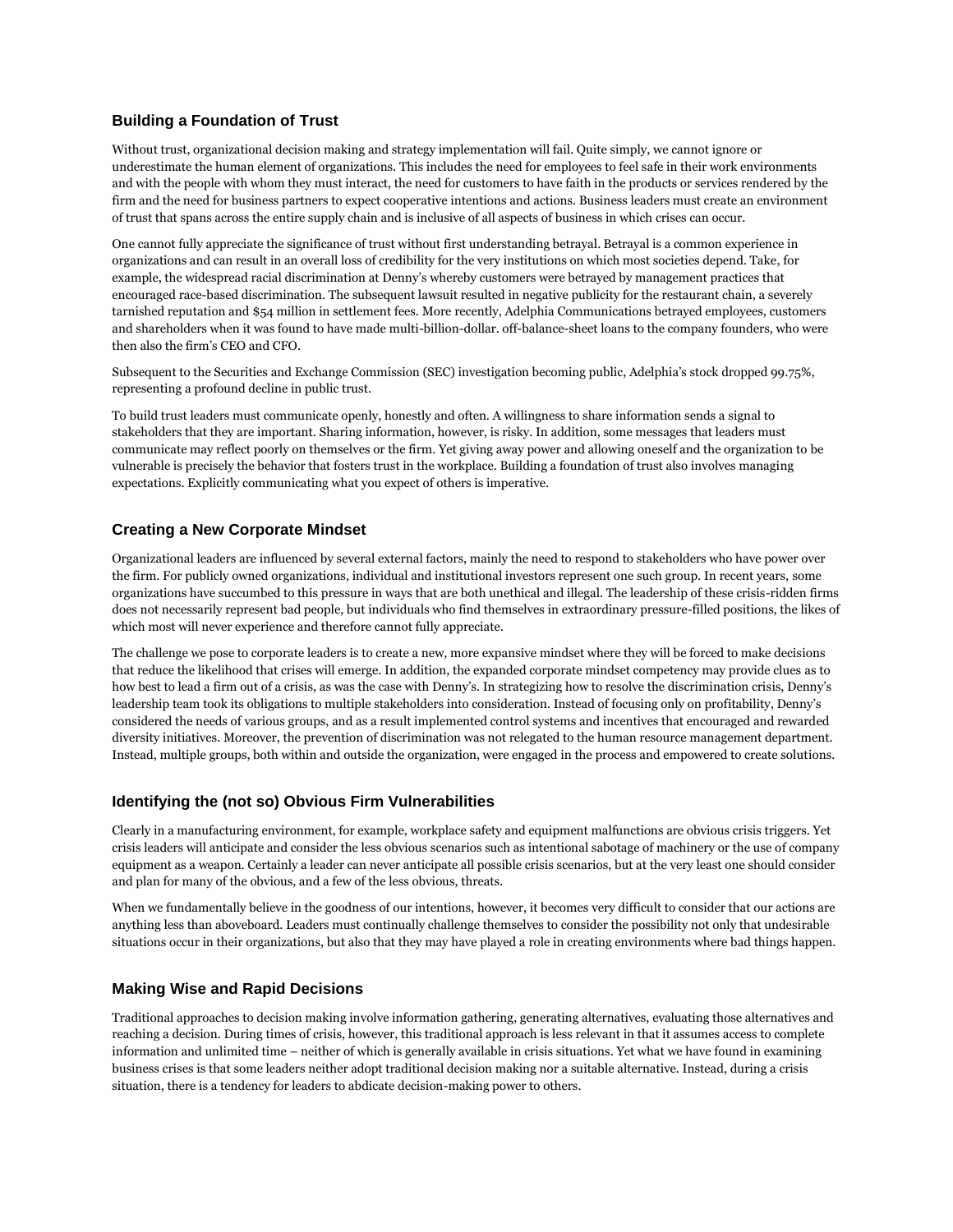## Building a Foundation of Trust

Without trust, organizational decision making and strategy implementation will fail. Quite simply, we cannot ignore or underestimate the human element of organizations. This includes the need for employees to feel safe in their work environments and with the people with whom they must interact, the need for customers to have faith in the products or services rendered by the firm and the need for business partners to expect cooperative intentions and actions. Business leaders must create an environment of trust that spans across the entire supply chain and is inclusive of all aspects of business in which crises can occur.

One cannot fully appreciate the significance of trust without first understanding betrayal. Betrayal is a common experience in organizations and can result in an overall loss of credibility for the very institutions on which most societies depend. Take, for example, the widespread racial discrimination at Denny's whereby customers were betrayed by management practices that encouraged race-based discrimination. The subsequent lawsuit resulted in negative publicity for the restaurant chain, a severely tarnished reputation and $54 million in settlement fees. More recently, Adelphia Communications betrayed employees, customers and shareholders when it was found to have made multi-billion-dollar. off-balance-sheet loans to the company founders, who were then also the firm's CEO and CFO.

Subsequent to the Securities and Exchange Commission (SEC) investigation becoming public, Adelphia's stock dropped 99.75%, representing a profound decline in public trust.

To build trust leaders must communicate openly, honestly and often. A willingness to share information sends a signal to stakeholders that they are important. Sharing information, however, is risky. In addition, some messages that leaders must communicate may reflect poorly on themselves or the firm. Yet giving away power and allowing oneself and the organization to be vulnerable is precisely the behavior that fosters trust in the workplace. Building a foundation of trust also involves managing expectations. Explicitly communicating what you expect of others is imperative.

## Creating a New Corporate Mindset

Organizational leaders are influenced by several external factors, mainly the need to respond to stakeholders who have power over the firm. For publicly owned organizations, individual and institutional investors represent one such group. In recent years, some organizations have succumbed to this pressure in ways that are both unethical and illegal. The leadership of these crisis-ridden firms does not necessarily represent bad people, but individuals who find themselves in extraordinary pressure-filled positions, the likes of which most will never experience and therefore cannot fully appreciate.

The challenge we pose to corporate leaders is to create a new, more expansive mindset where they will be forced to make decisions that reduce the likelihood that crises will emerge. In addition, the expanded corporate mindset competency may provide clues as to how best to lead a firm out of a crisis, as was the case with Denny's. In strategizing how to resolve the discrimination crisis, Denny's leadership team took its obligations to multiple stakeholders into consideration. Instead of focusing only on profitability, Denny's considered the needs of various groups, and as a result implemented control systems and incentives that encouraged and rewarded diversity initiatives. Moreover, the prevention of discrimination was not relegated to the human resource management department. Instead, multiple groups, both within and outside the organization, were engaged in the process and empowered to create solutions.

## Identifying the (not so) Obvious Firm Vulnerabilities

Clearly in a manufacturing environment, for example, workplace safety and equipment malfunctions are obvious crisis triggers. Yet crisis leaders will anticipate and consider the less obvious scenarios such as intentional sabotage of machinery or the use of company equipment as a weapon. Certainly a leader can never anticipate all possible crisis scenarios, but at the very least one should consider and plan for many of the obvious, and a few of the less obvious, threats.

When we fundamentally believe in the goodness of our intentions, however, it becomes very difficult to consider that our actions are anything less than aboveboard. Leaders must continually challenge themselves to consider the possibility not only that undesirable situations occur in their organizations, but also that they may have played a role in creating environments where bad things happen.

## Making Wise and Rapid Decisions

Traditional approaches to decision making involve information gathering, generating alternatives, evaluating those alternatives and reaching a decision. During times of crisis, however, this traditional approach is less relevant in that it assumes access to complete information and unlimited time – neither of which is generally available in crisis situations. Yet what we have found in examining business crises is that some leaders neither adopt traditional decision making nor a suitable alternative. Instead, during a crisis situation, there is a tendency for leaders to abdicate decision-making power to others.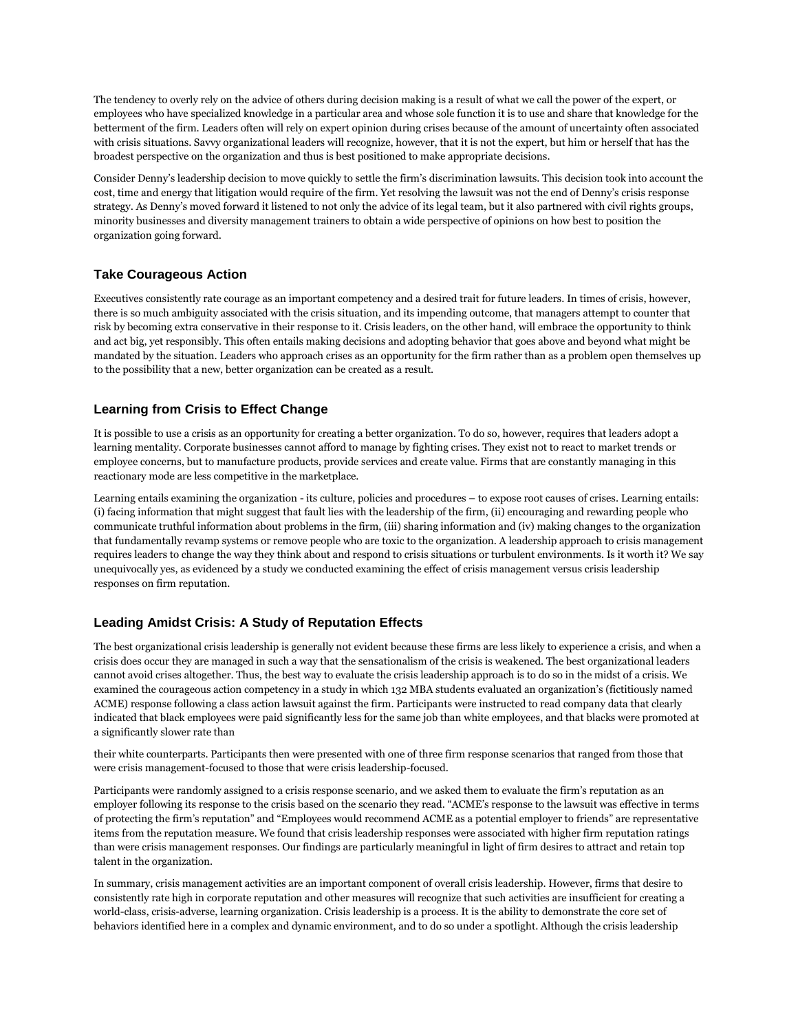The tendency to overly rely on the advice of others during decision making is a result of what we call the power of the expert, or employees who have specialized knowledge in a particular area and whose sole function it is to use and share that knowledge for the betterment of the firm. Leaders often will rely on expert opinion during crises because of the amount of uncertainty often associated with crisis situations. Savvy organizational leaders will recognize, however, that it is not the expert, but him or herself that has the broadest perspective on the organization and thus is best positioned to make appropriate decisions.

Consider Denny's leadership decision to move quickly to settle the firm's discrimination lawsuits. This decision took into account the cost, time and energy that litigation would require of the firm. Yet resolving the lawsuit was not the end of Denny's crisis response strategy. As Denny's moved forward it listened to not only the advice of its legal team, but it also partnered with civil rights groups, minority businesses and diversity management trainers to obtain a wide perspective of opinions on how best to position the organization going forward.

### Take Courageous Action

Executives consistently rate courage as an important competency and a desired trait for future leaders. In times of crisis, however, there is so much ambiguity associated with the crisis situation, and its impending outcome, that managers attempt to counter that risk by becoming extra conservative in their response to it. Crisis leaders, on the other hand, will embrace the opportunity to think and act big, yet responsibly. This often entails making decisions and adopting behavior that goes above and beyond what might be mandated by the situation. Leaders who approach crises as an opportunity for the firm rather than as a problem open themselves up to the possibility that a new, better organization can be created as a result.

### Learning from Crisis to Effect Change

It is possible to use a crisis as an opportunity for creating a better organization. To do so, however, requires that leaders adopt a learning mentality. Corporate businesses cannot afford to manage by fighting crises. They exist not to react to market trends or employee concerns, but to manufacture products, provide services and create value. Firms that are constantly managing in this reactionary mode are less competitive in the marketplace.

Learning entails examining the organization - its culture, policies and procedures – to expose root causes of crises. Learning entails: (i) facing information that might suggest that fault lies with the leadership of the firm, (ii) encouraging and rewarding people who communicate truthful information about problems in the firm, (iii) sharing information and (iv) making changes to the organization that fundamentally revamp systems or remove people who are toxic to the organization. A leadership approach to crisis management requires leaders to change the way they think about and respond to crisis situations or turbulent environments. Is it worth it? We say unequivocally yes, as evidenced by a study we conducted examining the effect of crisis management versus crisis leadership responses on firm reputation.

### Leading Amidst Crisis: A Study of Reputation Effects

The best organizational crisis leadership is generally not evident because these firms are less likely to experience a crisis, and when a crisis does occur they are managed in such a way that the sensationalism of the crisis is weakened. The best organizational leaders cannot avoid crises altogether. Thus, the best way to evaluate the crisis leadership approach is to do so in the midst of a crisis. We examined the courageous action competency in a study in which 132 MBA students evaluated an organization's (fictitiously named ACME) response following a class action lawsuit against the firm. Participants were instructed to read company data that clearly indicated that black employees were paid significantly less for the same job than white employees, and that blacks were promoted at a significantly slower rate than their white counterparts. Participants then were presented with one of three firm response scenarios that ranged from those that were crisis management-focused to those that were crisis leadership-focused.

Participants were randomly assigned to a crisis response scenario, and we asked them to evaluate the firm's reputation as an employer following its response to the crisis based on the scenario they read. "ACME's response to the lawsuit was effective in terms of protecting the firm's reputation" and "Employees would recommend ACME as a potential employer to friends" are representative items from the reputation measure. We found that crisis leadership responses were associated with higher firm reputation ratings than were crisis management responses. Our findings are particularly meaningful in light of firm desires to attract and retain top talent in the organization.

In summary, crisis management activities are an important component of overall crisis leadership. However, firms that desire to consistently rate high in corporate reputation and other measures will recognize that such activities are insufficient for creating a world-class, crisis-adverse, learning organization. Crisis leadership is a process. It is the ability to demonstrate the core set of behaviors identified here in a complex and dynamic environment, and to do so under a spotlight. Although the crisis leadership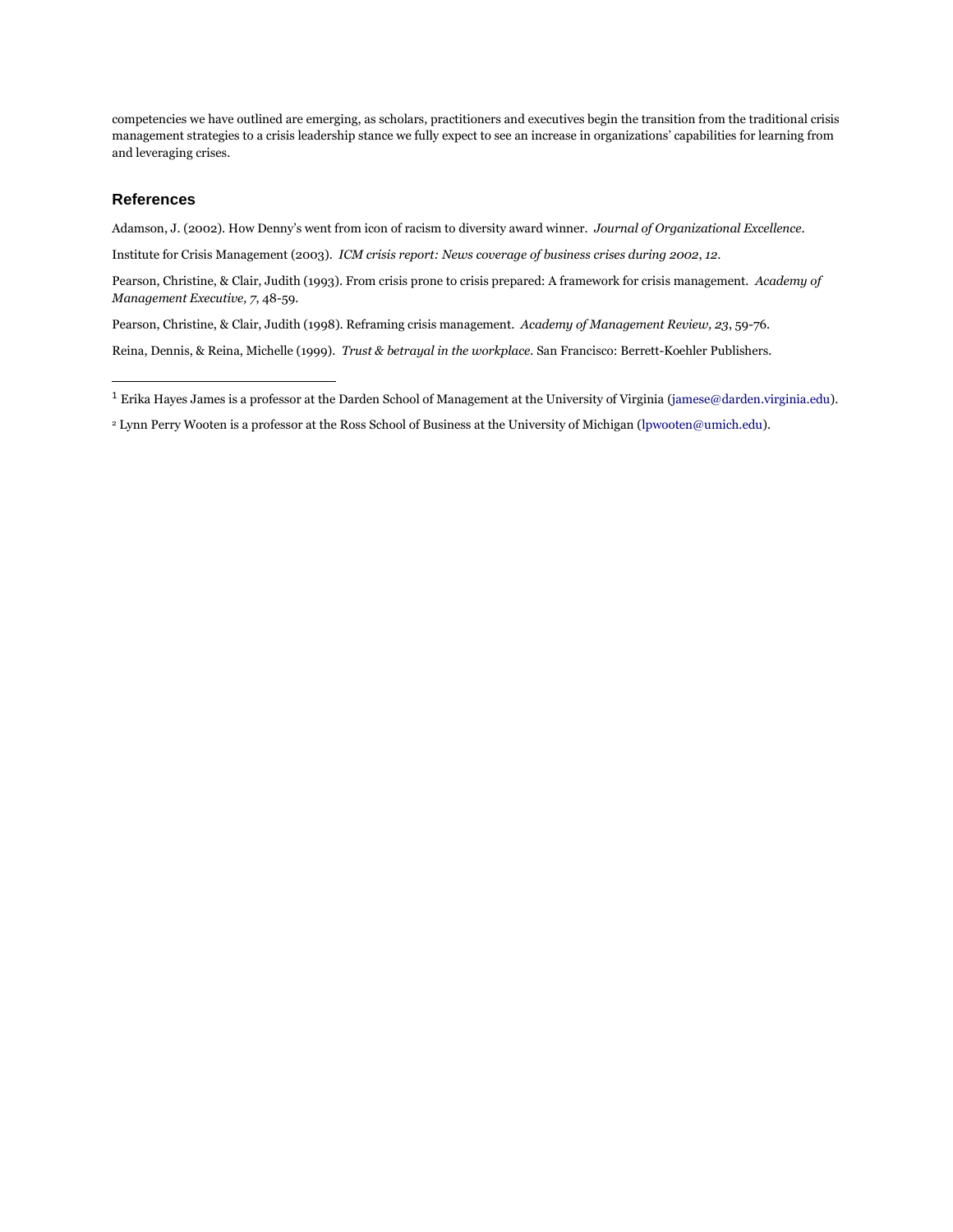competencies we have outlined are emerging, as scholars, practitioners and executives begin the transition from the traditional crisis management strategies to a crisis leadership stance we fully expect to see an increase in organizations' capabilities for learning from and leveraging crises.

## References

Adamson, J. (2002). How Denny's went from icon of racism to diversity award winner. *Journal of Organizational Excellence.*

Institute for Crisis Management (2003). *ICM crisis report: News coverage of business crises during 2002, 12.*

Pearson, Christine, & Clair, Judith (1993). From crisis prone to crisis prepared: A framework for crisis management. *Academy of Management Executive, 7*, 48-59.

Pearson, Christine, & Clair, Judith (1998). Reframing crisis management. *Academy of Management Review, 23*, 59-76.

Reina, Dennis, & Reina, Michelle (1999). *Trust & betrayal in the workplace.* San Francisco: Berrett-Koehler Publishers.

---

[1] Erika Hayes James is a professor at the Darden School of Management at the University of Virginia (jamese@darden.virginia.edu).

[2] Lynn Perry Wooten is a professor at the Ross School of Business at the University of Michigan (lpwooten@umich.edu).